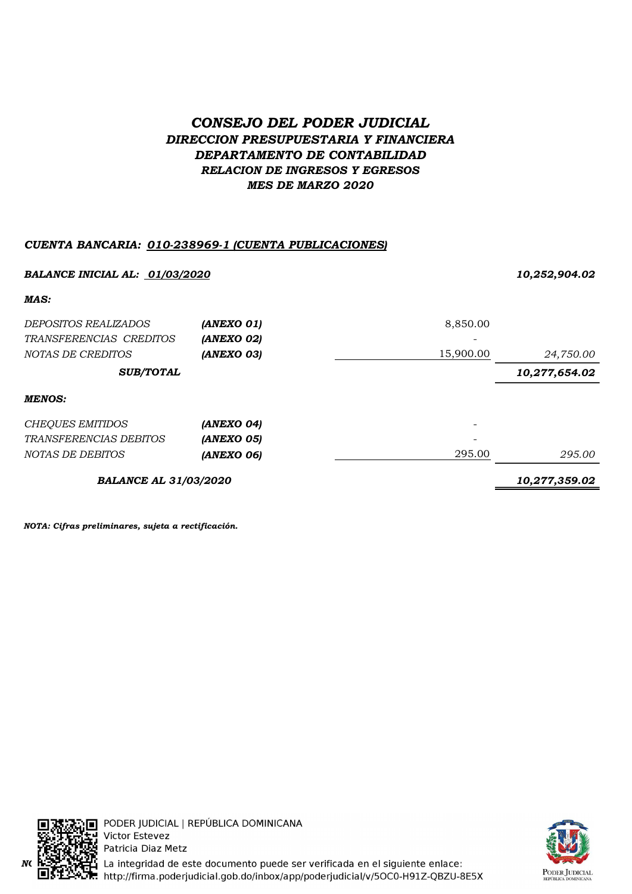# *CONSEJO DEL PODER JUDICIAL*

## *DIRECCION PRESUPUESTARIA Y FINANCIERA*

## *DEPARTAMENTO DE CONTABILIDAD*

### *RELACION DE INGRESOS Y EGRESOS*

### *MES DE MARZO 2020*

***CUENTA BANCARIA: 010-238969-1 (CUENTA PUBLICACIONES)***

| | | | |
|---|---|---|---|
| ***BALANCE INICIAL AL: 01/03/2020*** | | | ***10,252,904.02*** |
| ***MAS:*** | | | |
| *DEPOSITOS REALIZADOS* | ***(ANEXO 01)*** | 8,850.00 | |
| *TRANSFERENCIAS CREDITOS* | ***(ANEXO 02)*** | - | |
| *NOTAS DE CREDITOS* | ***(ANEXO 03)*** | 15,900.00 | *24,750.00* |
| ***SUB/TOTAL*** | | | ***10,277,654.02*** |
| ***MENOS:*** | | | |
| *CHEQUES EMITIDOS* | ***(ANEXO 04)*** | - | |
| *TRANSFERENCIAS DEBITOS* | ***(ANEXO 05)*** | - | |
| *NOTAS DE DEBITOS* | ***(ANEXO 06)*** | 295.00 | *295.00* |
| ***BALANCE AL 31/03/2020*** | | | ***10,277,359.02*** |

***NOTA: Cifras preliminares, sujeta a rectificación.***

PODER JUDICIAL | REPÚBLICA DOMINICANA
Victor Estevez
Patricia Diaz Metz
La integridad de este documento puede ser verificada en el siguiente enlace:
http://firma.poderjudicial.gob.do/inbox/app/poderjudicial/v/5OC0-H91Z-QBZU-8E5X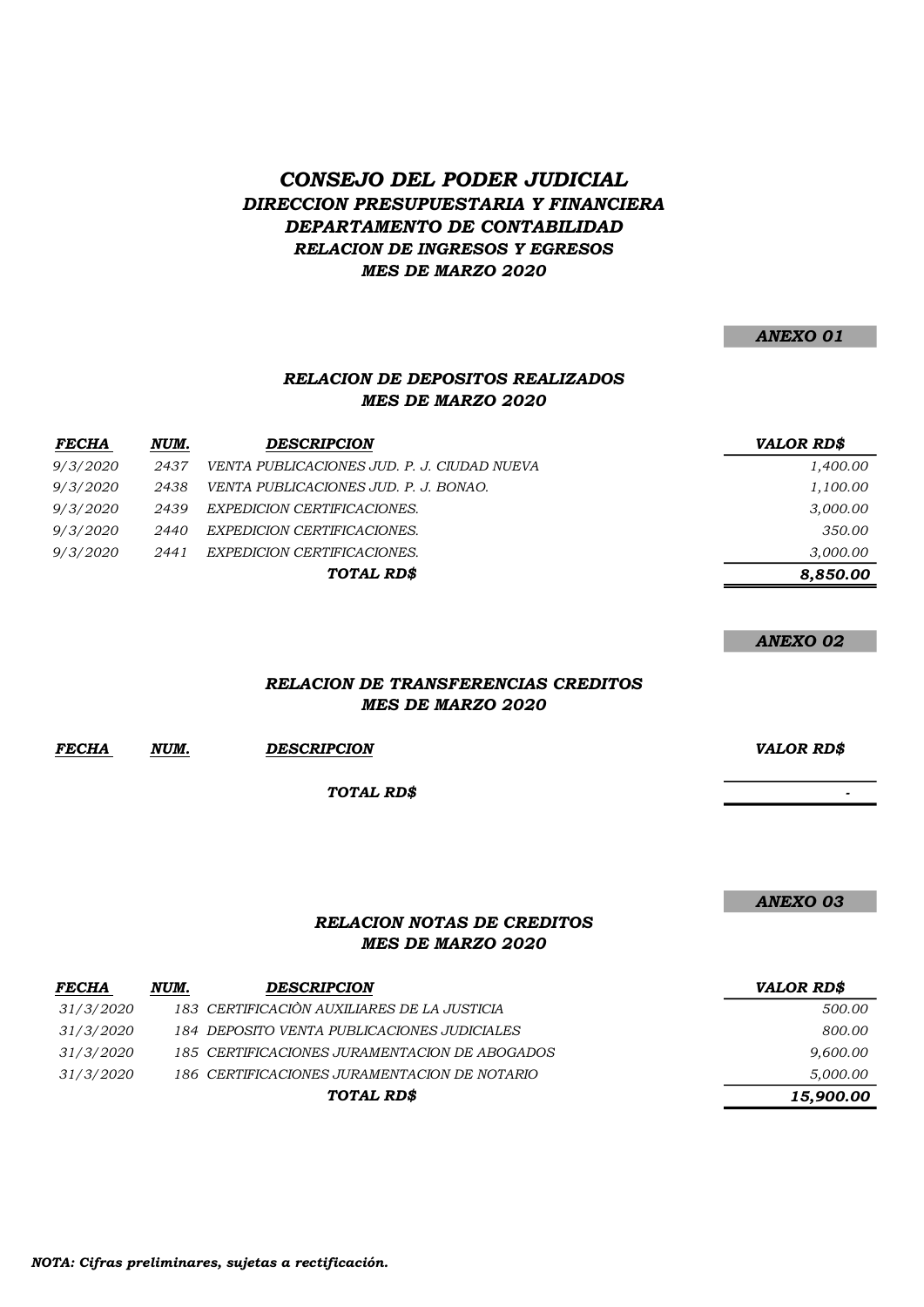# *CONSEJO DEL PODER JUDICIAL*

## *DIRECCION PRESUPUESTARIA Y FINANCIERA*
## *DEPARTAMENTO DE CONTABILIDAD*
### *RELACION DE INGRESOS Y EGRESOS*
### *MES DE MARZO 2020*

***ANEXO 01***

### *RELACION DE DEPOSITOS REALIZADOS*
### *MES DE MARZO 2020*

| *FECHA* | *NUM.* | *DESCRIPCION* | *VALOR RD$* |
|---|---|---|---|
| 9/3/2020 | 2437 | VENTA PUBLICACIONES JUD. P. J. CIUDAD NUEVA | 1,400.00 |
| 9/3/2020 | 2438 | VENTA PUBLICACIONES JUD. P. J. BONAO. | 1,100.00 |
| 9/3/2020 | 2439 | EXPEDICION CERTIFICACIONES. | 3,000.00 |
| 9/3/2020 | 2440 | EXPEDICION CERTIFICACIONES. | 350.00 |
| 9/3/2020 | 2441 | EXPEDICION CERTIFICACIONES. | 3,000.00 |
| | | ***TOTAL RD$*** | ***8,850.00*** |

***ANEXO 02***

### *RELACION DE TRANSFERENCIAS CREDITOS*
### *MES DE MARZO 2020*

| *FECHA* | *NUM.* | *DESCRIPCION* | *VALOR RD$* |
|---|---|---|---|
| | | ***TOTAL RD$*** | - |

***ANEXO 03***

### *RELACION NOTAS DE CREDITOS*
### *MES DE MARZO 2020*

| *FECHA* | *NUM.* | *DESCRIPCION* | *VALOR RD$* |
|---|---|---|---|
| 31/3/2020 | 183 | CERTIFICACIÒN AUXILIARES DE LA JUSTICIA | 500.00 |
| 31/3/2020 | 184 | DEPOSITO VENTA PUBLICACIONES JUDICIALES | 800.00 |
| 31/3/2020 | 185 | CERTIFICACIONES JURAMENTACION DE ABOGADOS | 9,600.00 |
| 31/3/2020 | 186 | CERTIFICACIONES JURAMENTACION DE NOTARIO | 5,000.00 |
| | | ***TOTAL RD$*** | ***15,900.00*** |

***NOTA: Cifras preliminares, sujetas a rectificación.***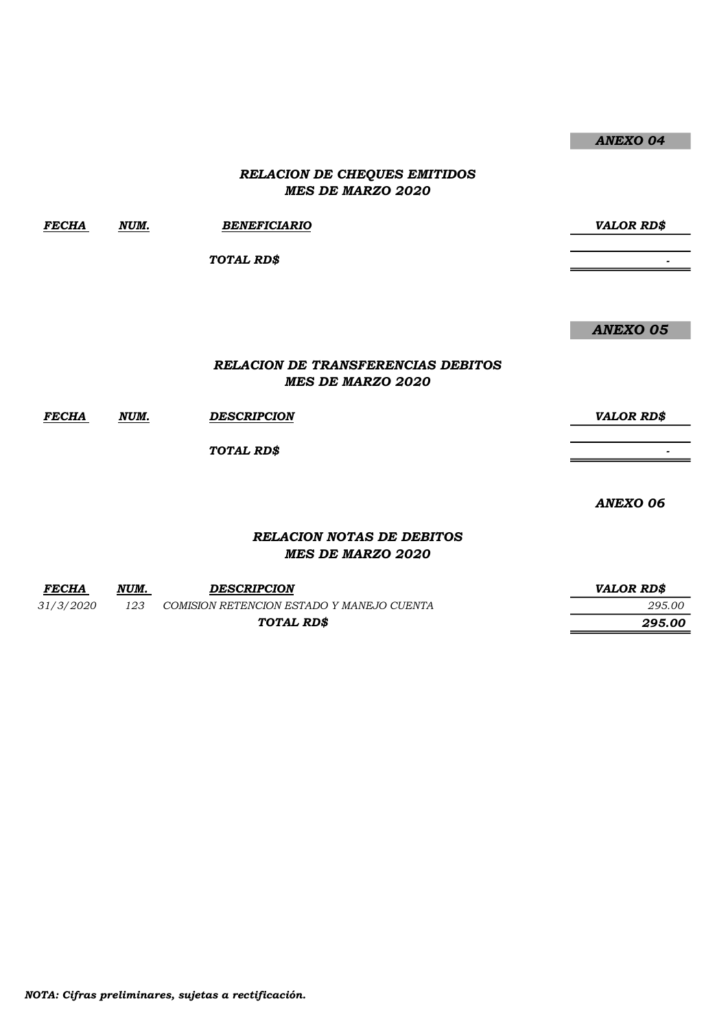***ANEXO 04***

### *RELACION DE CHEQUES EMITIDOS*
### *MES DE MARZO 2020*

| *FECHA* | *NUM.* | *BENEFICIARIO* | *VALOR RD$* |
|---|---|---|---|
| | | ***TOTAL RD$*** | *-* |

***ANEXO 05***

### *RELACION DE TRANSFERENCIAS DEBITOS*
### *MES DE MARZO 2020*

| *FECHA* | *NUM.* | *DESCRIPCION* | *VALOR RD$* |
|---|---|---|---|
| | | ***TOTAL RD$*** | *-* |

***ANEXO 06***

### *RELACION NOTAS DE DEBITOS*
### *MES DE MARZO 2020*

| *FECHA* | *NUM.* | *DESCRIPCION* | *VALOR RD$* |
|---|---|---|---|
| *31/3/2020* | *123* | *COMISION RETENCION ESTADO Y MANEJO CUENTA* | *295.00* |
| | | ***TOTAL RD$*** | ***295.00*** |

***NOTA: Cifras preliminares, sujetas a rectificación.***